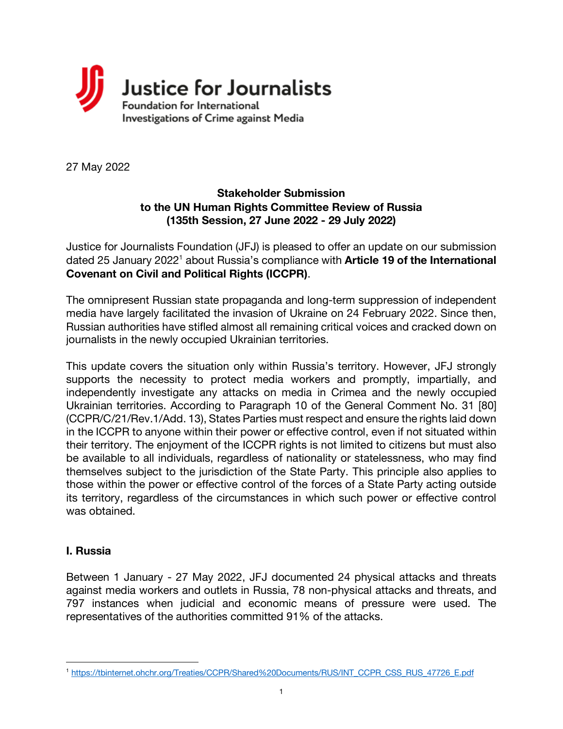**Justice for Journalists**
Foundation for International
Investigations of Crime against Media

27 May 2022

**Stakeholder Submission**
**to the UN Human Rights Committee Review of Russia**
**(135th Session, 27 June 2022 - 29 July 2022)**

Justice for Journalists Foundation (JFJ) is pleased to offer an update on our submission dated 25 January 2022[1] about Russia's compliance with **Article 19 of the International Covenant on Civil and Political Rights (ICCPR)**.

The omnipresent Russian state propaganda and long-term suppression of independent media have largely facilitated the invasion of Ukraine on 24 February 2022. Since then, Russian authorities have stifled almost all remaining critical voices and cracked down on journalists in the newly occupied Ukrainian territories.

This update covers the situation only within Russia's territory. However, JFJ strongly supports the necessity to protect media workers and promptly, impartially, and independently investigate any attacks on media in Crimea and the newly occupied Ukrainian territories. According to Paragraph 10 of the General Comment No. 31 [80] (CCPR/C/21/Rev.1/Add. 13), States Parties must respect and ensure the rights laid down in the ICCPR to anyone within their power or effective control, even if not situated within their territory. The enjoyment of the ICCPR rights is not limited to citizens but must also be available to all individuals, regardless of nationality or statelessness, who may find themselves subject to the jurisdiction of the State Party. This principle also applies to those within the power or effective control of the forces of a State Party acting outside its territory, regardless of the circumstances in which such power or effective control was obtained.

## I. Russia

Between 1 January - 27 May 2022, JFJ documented 24 physical attacks and threats against media workers and outlets in Russia, 78 non-physical attacks and threats, and 797 instances when judicial and economic means of pressure were used. The representatives of the authorities committed 91% of the attacks.

[1] https://tbinternet.ohchr.org/Treaties/CCPR/Shared%20Documents/RUS/INT_CCPR_CSS_RUS_47726_E.pdf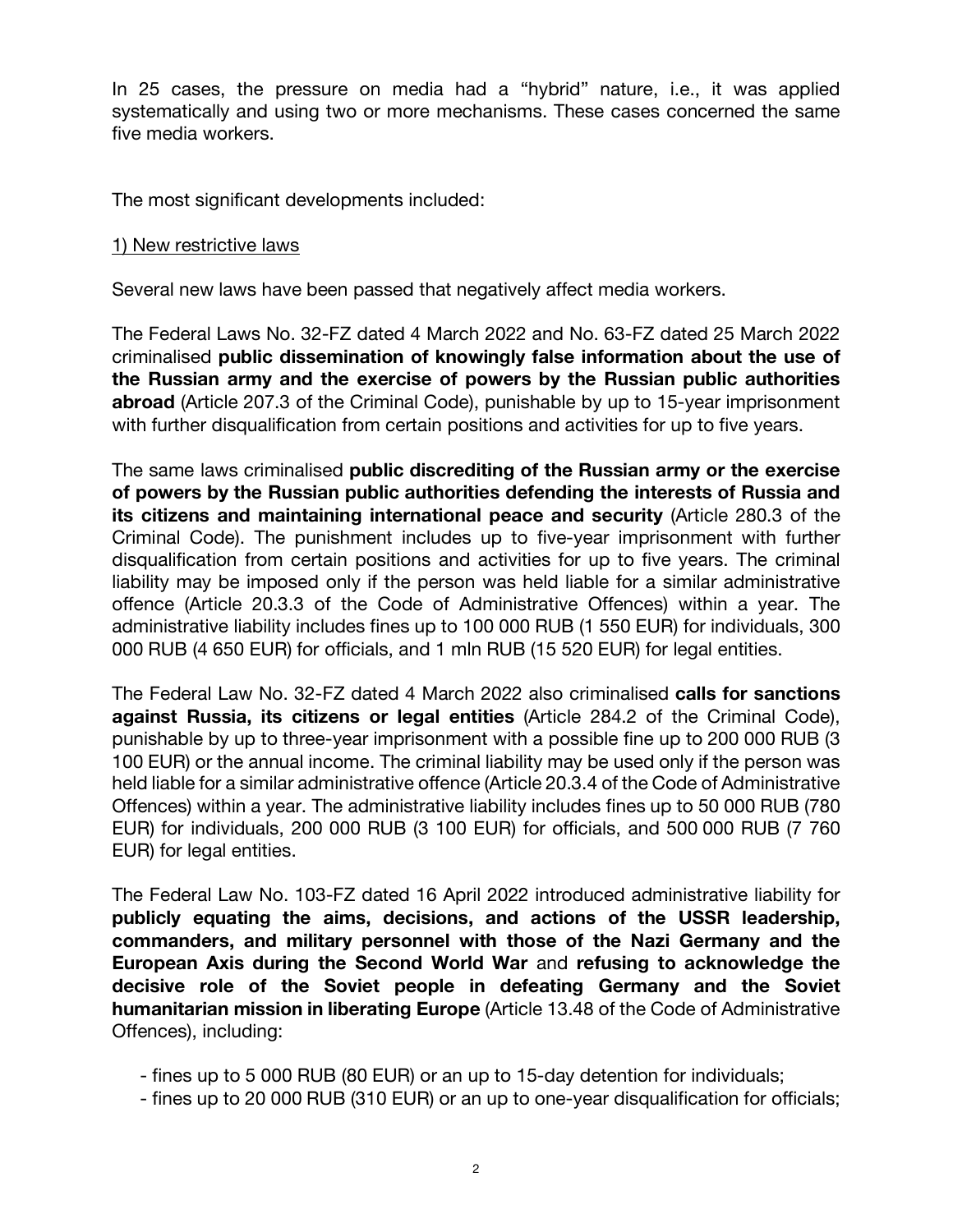In 25 cases, the pressure on media had a "hybrid" nature, i.e., it was applied systematically and using two or more mechanisms. These cases concerned the same five media workers.

The most significant developments included:

1) New restrictive laws

Several new laws have been passed that negatively affect media workers.

The Federal Laws No. 32-FZ dated 4 March 2022 and No. 63-FZ dated 25 March 2022 criminalised **public dissemination of knowingly false information about the use of the Russian army and the exercise of powers by the Russian public authorities abroad** (Article 207.3 of the Criminal Code), punishable by up to 15-year imprisonment with further disqualification from certain positions and activities for up to five years.

The same laws criminalised **public discrediting of the Russian army or the exercise of powers by the Russian public authorities defending the interests of Russia and its citizens and maintaining international peace and security** (Article 280.3 of the Criminal Code). The punishment includes up to five-year imprisonment with further disqualification from certain positions and activities for up to five years. The criminal liability may be imposed only if the person was held liable for a similar administrative offence (Article 20.3.3 of the Code of Administrative Offences) within a year. The administrative liability includes fines up to 100 000 RUB (1 550 EUR) for individuals, 300 000 RUB (4 650 EUR) for officials, and 1 mln RUB (15 520 EUR) for legal entities.

The Federal Law No. 32-FZ dated 4 March 2022 also criminalised **calls for sanctions against Russia, its citizens or legal entities** (Article 284.2 of the Criminal Code), punishable by up to three-year imprisonment with a possible fine up to 200 000 RUB (3 100 EUR) or the annual income. The criminal liability may be used only if the person was held liable for a similar administrative offence (Article 20.3.4 of the Code of Administrative Offences) within a year. The administrative liability includes fines up to 50 000 RUB (780 EUR) for individuals, 200 000 RUB (3 100 EUR) for officials, and 500 000 RUB (7 760 EUR) for legal entities.

The Federal Law No. 103-FZ dated 16 April 2022 introduced administrative liability for **publicly equating the aims, decisions, and actions of the USSR leadership, commanders, and military personnel with those of the Nazi Germany and the European Axis during the Second World War** and **refusing to acknowledge the decisive role of the Soviet people in defeating Germany and the Soviet humanitarian mission in liberating Europe** (Article 13.48 of the Code of Administrative Offences), including:

- fines up to 5 000 RUB (80 EUR) or an up to 15-day detention for individuals;
- fines up to 20 000 RUB (310 EUR) or an up to one-year disqualification for officials;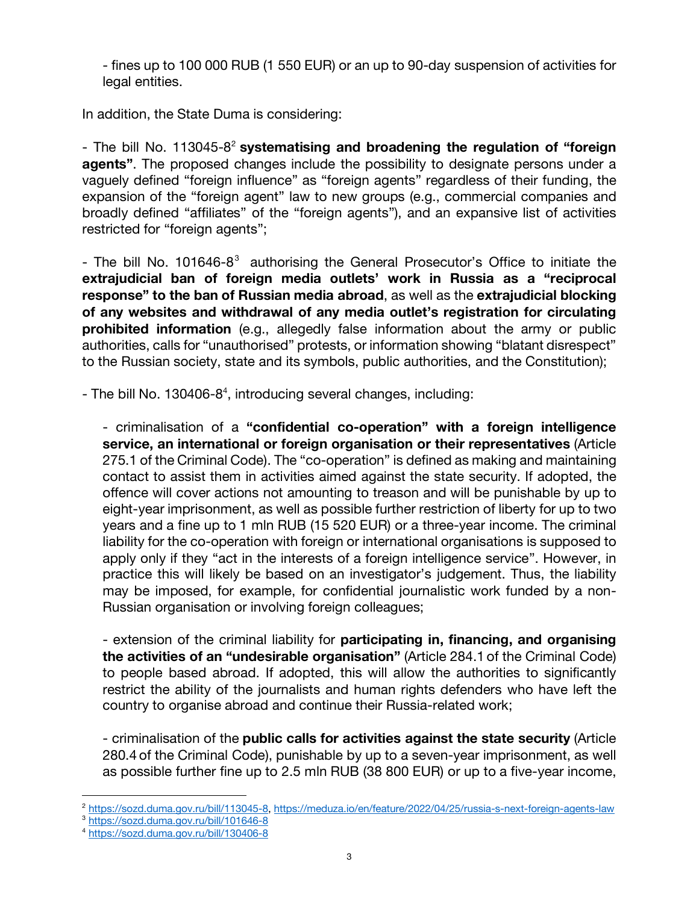- fines up to 100 000 RUB (1 550 EUR) or an up to 90-day suspension of activities for legal entities.

In addition, the State Duma is considering:

- The bill No. 113045-8[2] **systematising and broadening the regulation of "foreign agents"**. The proposed changes include the possibility to designate persons under a vaguely defined "foreign influence" as "foreign agents" regardless of their funding, the expansion of the "foreign agent" law to new groups (e.g., commercial companies and broadly defined "affiliates" of the "foreign agents"), and an expansive list of activities restricted for "foreign agents";

- The bill No. 101646-8[3] authorising the General Prosecutor's Office to initiate the **extrajudicial ban of foreign media outlets' work in Russia as a "reciprocal response" to the ban of Russian media abroad**, as well as the **extrajudicial blocking of any websites and withdrawal of any media outlet's registration for circulating prohibited information** (e.g., allegedly false information about the army or public authorities, calls for "unauthorised" protests, or information showing "blatant disrespect" to the Russian society, state and its symbols, public authorities, and the Constitution);

- The bill No. 130406-8[4], introducing several changes, including:

  - criminalisation of a **"confidential co-operation" with a foreign intelligence service, an international or foreign organisation or their representatives** (Article 275.1 of the Criminal Code). The "co-operation" is defined as making and maintaining contact to assist them in activities aimed against the state security. If adopted, the offence will cover actions not amounting to treason and will be punishable by up to eight-year imprisonment, as well as possible further restriction of liberty for up to two years and a fine up to 1 mln RUB (15 520 EUR) or a three-year income. The criminal liability for the co-operation with foreign or international organisations is supposed to apply only if they "act in the interests of a foreign intelligence service". However, in practice this will likely be based on an investigator's judgement. Thus, the liability may be imposed, for example, for confidential journalistic work funded by a non-Russian organisation or involving foreign colleagues;

  - extension of the criminal liability for **participating in, financing, and organising the activities of an "undesirable organisation"** (Article 284.1 of the Criminal Code) to people based abroad. If adopted, this will allow the authorities to significantly restrict the ability of the journalists and human rights defenders who have left the country to organise abroad and continue their Russia-related work;

  - criminalisation of the **public calls for activities against the state security** (Article 280.4 of the Criminal Code), punishable by up to a seven-year imprisonment, as well as possible further fine up to 2.5 mln RUB (38 800 EUR) or up to a five-year income,

---

[2] https://sozd.duma.gov.ru/bill/113045-8, https://meduza.io/en/feature/2022/04/25/russia-s-next-foreign-agents-law

[3] https://sozd.duma.gov.ru/bill/101646-8

[4] https://sozd.duma.gov.ru/bill/130406-8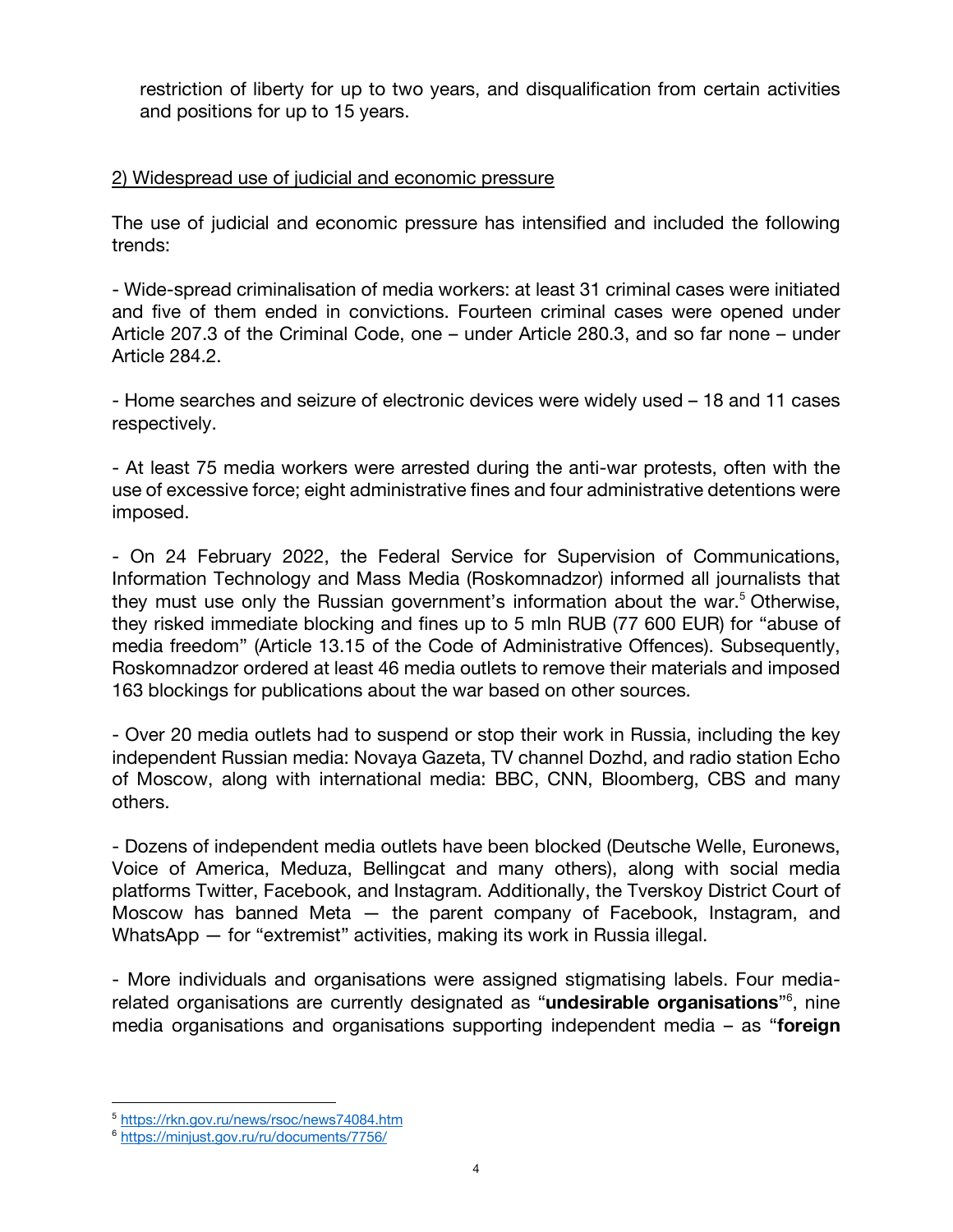restriction of liberty for up to two years, and disqualification from certain activities and positions for up to 15 years.

2) Widespread use of judicial and economic pressure

The use of judicial and economic pressure has intensified and included the following trends:

- Wide-spread criminalisation of media workers: at least 31 criminal cases were initiated and five of them ended in convictions. Fourteen criminal cases were opened under Article 207.3 of the Criminal Code, one – under Article 280.3, and so far none – under Article 284.2.

- Home searches and seizure of electronic devices were widely used – 18 and 11 cases respectively.

- At least 75 media workers were arrested during the anti-war protests, often with the use of excessive force; eight administrative fines and four administrative detentions were imposed.

- On 24 February 2022, the Federal Service for Supervision of Communications, Information Technology and Mass Media (Roskomnadzor) informed all journalists that they must use only the Russian government's information about the war.[5] Otherwise, they risked immediate blocking and fines up to 5 mln RUB (77 600 EUR) for "abuse of media freedom" (Article 13.15 of the Code of Administrative Offences). Subsequently, Roskomnadzor ordered at least 46 media outlets to remove their materials and imposed 163 blockings for publications about the war based on other sources.

- Over 20 media outlets had to suspend or stop their work in Russia, including the key independent Russian media: Novaya Gazeta, TV channel Dozhd, and radio station Echo of Moscow, along with international media: BBC, CNN, Bloomberg, CBS and many others.

- Dozens of independent media outlets have been blocked (Deutsche Welle, Euronews, Voice of America, Meduza, Bellingcat and many others), along with social media platforms Twitter, Facebook, and Instagram. Additionally, the Tverskoy District Court of Moscow has banned Meta — the parent company of Facebook, Instagram, and WhatsApp — for "extremist" activities, making its work in Russia illegal.

- More individuals and organisations were assigned stigmatising labels. Four media-related organisations are currently designated as "**undesirable organisations**"[6], nine media organisations and organisations supporting independent media – as "**foreign**

---

[5] https://rkn.gov.ru/news/rsoc/news74084.htm

[6] https://minjust.gov.ru/ru/documents/7756/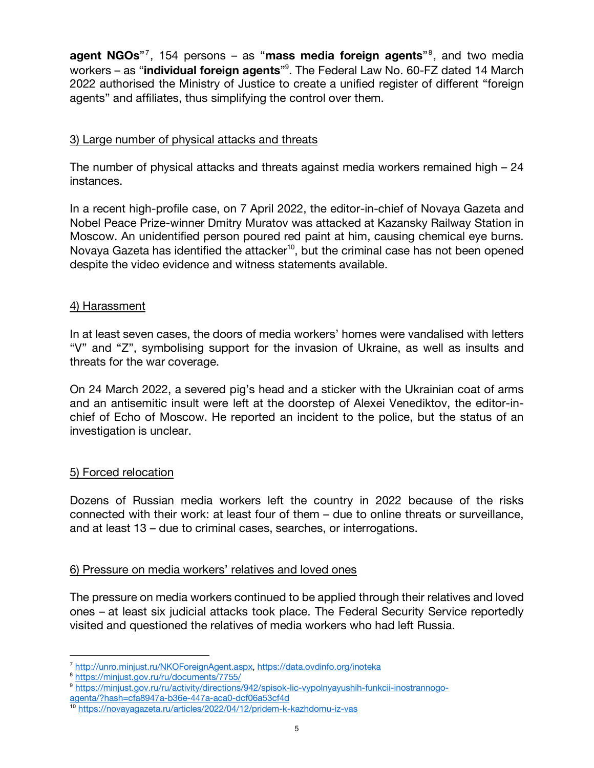**agent NGOs**"[7], 154 persons – as "**mass media foreign agents**"[8], and two media workers – as "**individual foreign agents**"[9]. The Federal Law No. 60-FZ dated 14 March 2022 authorised the Ministry of Justice to create a unified register of different "foreign agents" and affiliates, thus simplifying the control over them.

3) Large number of physical attacks and threats

The number of physical attacks and threats against media workers remained high – 24 instances.

In a recent high-profile case, on 7 April 2022, the editor-in-chief of Novaya Gazeta and Nobel Peace Prize-winner Dmitry Muratov was attacked at Kazansky Railway Station in Moscow. An unidentified person poured red paint at him, causing chemical eye burns. Novaya Gazeta has identified the attacker[10], but the criminal case has not been opened despite the video evidence and witness statements available.

4) Harassment

In at least seven cases, the doors of media workers' homes were vandalised with letters "V" and "Z", symbolising support for the invasion of Ukraine, as well as insults and threats for the war coverage.

On 24 March 2022, a severed pig's head and a sticker with the Ukrainian coat of arms and an antisemitic insult were left at the doorstep of Alexei Venediktov, the editor-in-chief of Echo of Moscow. He reported an incident to the police, but the status of an investigation is unclear.

5) Forced relocation

Dozens of Russian media workers left the country in 2022 because of the risks connected with their work: at least four of them – due to online threats or surveillance, and at least 13 – due to criminal cases, searches, or interrogations.

6) Pressure on media workers' relatives and loved ones

The pressure on media workers continued to be applied through their relatives and loved ones – at least six judicial attacks took place. The Federal Security Service reportedly visited and questioned the relatives of media workers who had left Russia.

---

[7] http://unro.minjust.ru/NKOForeignAgent.aspx, https://data.ovdinfo.org/inoteka

[8] https://minjust.gov.ru/ru/documents/7755/

[9] https://minjust.gov.ru/ru/activity/directions/942/spisok-lic-vypolnyayushih-funkcii-inostrannogo-agenta/?hash=cfa8947a-b36e-447a-aca0-dcf06a53cf4d

[10] https://novayagazeta.ru/articles/2022/04/12/pridem-k-kazhdomu-iz-vas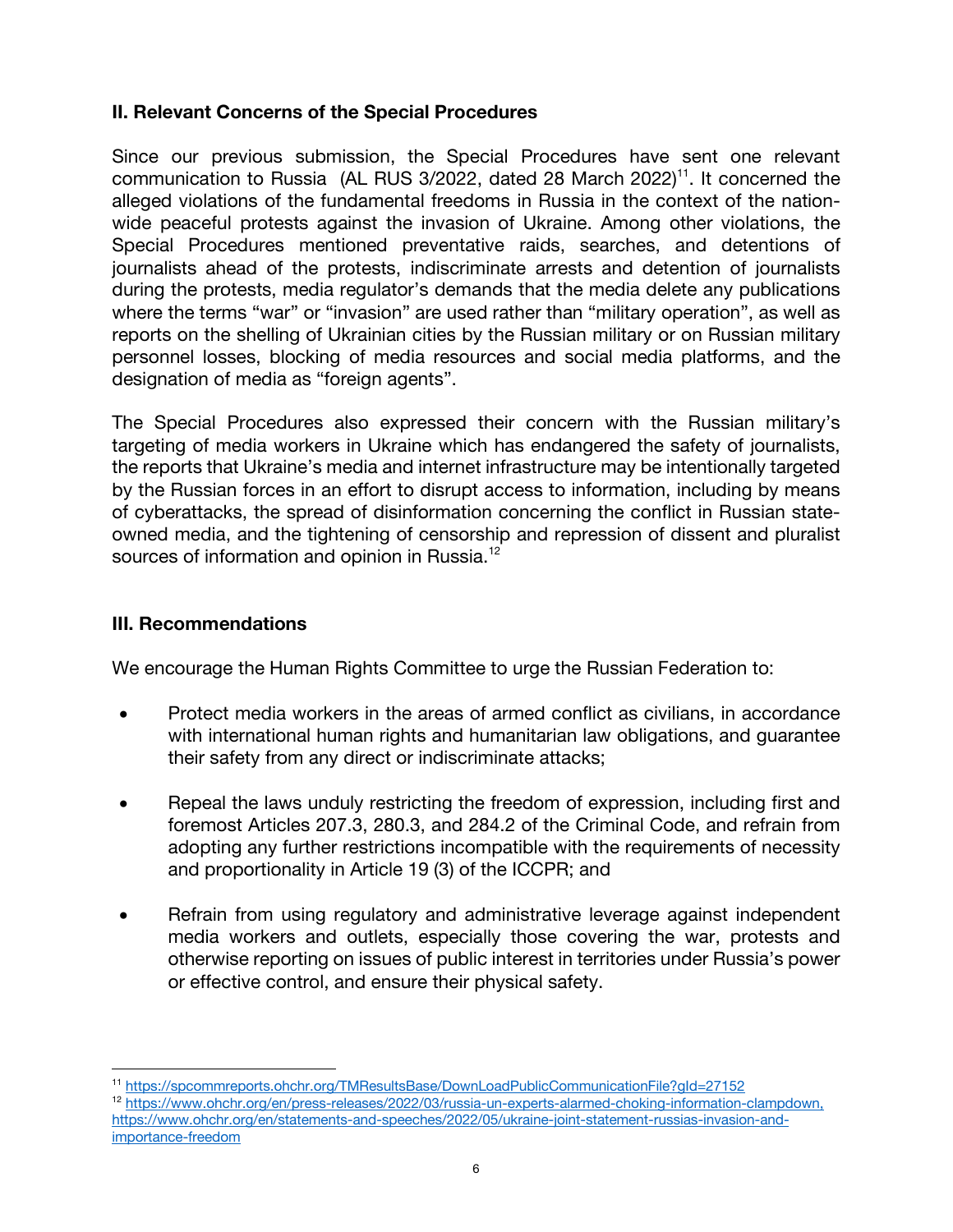## II. Relevant Concerns of the Special Procedures

Since our previous submission, the Special Procedures have sent one relevant communication to Russia (AL RUS 3/2022, dated 28 March 2022)[11]. It concerned the alleged violations of the fundamental freedoms in Russia in the context of the nation-wide peaceful protests against the invasion of Ukraine. Among other violations, the Special Procedures mentioned preventative raids, searches, and detentions of journalists ahead of the protests, indiscriminate arrests and detention of journalists during the protests, media regulator's demands that the media delete any publications where the terms "war" or "invasion" are used rather than "military operation", as well as reports on the shelling of Ukrainian cities by the Russian military or on Russian military personnel losses, blocking of media resources and social media platforms, and the designation of media as "foreign agents".

The Special Procedures also expressed their concern with the Russian military's targeting of media workers in Ukraine which has endangered the safety of journalists, the reports that Ukraine's media and internet infrastructure may be intentionally targeted by the Russian forces in an effort to disrupt access to information, including by means of cyberattacks, the spread of disinformation concerning the conflict in Russian state-owned media, and the tightening of censorship and repression of dissent and pluralist sources of information and opinion in Russia.[12]

## III. Recommendations

We encourage the Human Rights Committee to urge the Russian Federation to:

- Protect media workers in the areas of armed conflict as civilians, in accordance with international human rights and humanitarian law obligations, and guarantee their safety from any direct or indiscriminate attacks;
- Repeal the laws unduly restricting the freedom of expression, including first and foremost Articles 207.3, 280.3, and 284.2 of the Criminal Code, and refrain from adopting any further restrictions incompatible with the requirements of necessity and proportionality in Article 19 (3) of the ICCPR; and
- Refrain from using regulatory and administrative leverage against independent media workers and outlets, especially those covering the war, protests and otherwise reporting on issues of public interest in territories under Russia's power or effective control, and ensure their physical safety.

---

[11] https://spcommreports.ohchr.org/TMResultsBase/DownLoadPublicCommunicationFile?gId=27152

[12] https://www.ohchr.org/en/press-releases/2022/03/russia-un-experts-alarmed-choking-information-clampdown, https://www.ohchr.org/en/statements-and-speeches/2022/05/ukraine-joint-statement-russias-invasion-and-importance-freedom